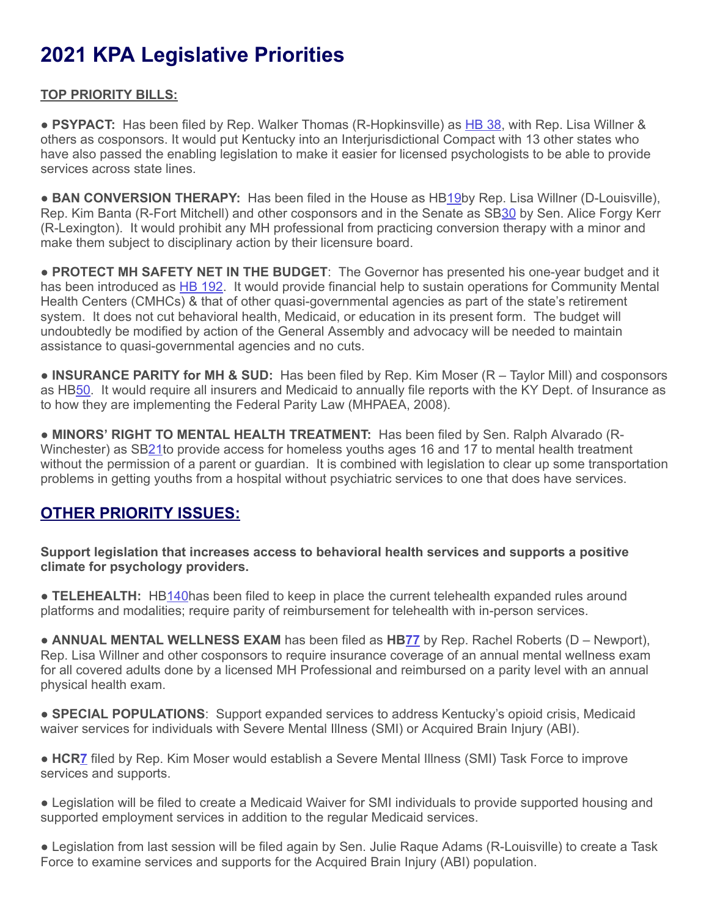# 2021 KPA Legislative Priorities

**TOP PRIORITY BILLS:**

● **PSYPACT:** Has been filed by Rep. Walker Thomas (R-Hopkinsville) as HB 38, with Rep. Lisa Willner & others as cosponsors. It would put Kentucky into an Interjurisdictional Compact with 13 other states who have also passed the enabling legislation to make it easier for licensed psychologists to be able to provide services across state lines.

● **BAN CONVERSION THERAPY:** Has been filed in the House as HB19by Rep. Lisa Willner (D-Louisville), Rep. Kim Banta (R-Fort Mitchell) and other cosponsors and in the Senate as SB30 by Sen. Alice Forgy Kerr (R-Lexington). It would prohibit any MH professional from practicing conversion therapy with a minor and make them subject to disciplinary action by their licensure board.

● **PROTECT MH SAFETY NET IN THE BUDGET**: The Governor has presented his one-year budget and it has been introduced as HB 192. It would provide financial help to sustain operations for Community Mental Health Centers (CMHCs) & that of other quasi-governmental agencies as part of the state's retirement system. It does not cut behavioral health, Medicaid, or education in its present form. The budget will undoubtedly be modified by action of the General Assembly and advocacy will be needed to maintain assistance to quasi-governmental agencies and no cuts.

● **INSURANCE PARITY for MH & SUD:** Has been filed by Rep. Kim Moser (R – Taylor Mill) and cosponsors as HB50. It would require all insurers and Medicaid to annually file reports with the KY Dept. of Insurance as to how they are implementing the Federal Parity Law (MHPAEA, 2008).

● **MINORS' RIGHT TO MENTAL HEALTH TREATMENT:** Has been filed by Sen. Ralph Alvarado (R-Winchester) as SB21to provide access for homeless youths ages 16 and 17 to mental health treatment without the permission of a parent or guardian. It is combined with legislation to clear up some transportation problems in getting youths from a hospital without psychiatric services to one that does have services.

## OTHER PRIORITY ISSUES:

**Support legislation that increases access to behavioral health services and supports a positive climate for psychology providers.**

● **TELEHEALTH:** HB140has been filed to keep in place the current telehealth expanded rules around platforms and modalities; require parity of reimbursement for telehealth with in-person services.

● **ANNUAL MENTAL WELLNESS EXAM** has been filed as **HB77** by Rep. Rachel Roberts (D – Newport), Rep. Lisa Willner and other cosponsors to require insurance coverage of an annual mental wellness exam for all covered adults done by a licensed MH Professional and reimbursed on a parity level with an annual physical health exam.

● **SPECIAL POPULATIONS**: Support expanded services to address Kentucky's opioid crisis, Medicaid waiver services for individuals with Severe Mental Illness (SMI) or Acquired Brain Injury (ABI).

● **HCR7** filed by Rep. Kim Moser would establish a Severe Mental Illness (SMI) Task Force to improve services and supports.

● Legislation will be filed to create a Medicaid Waiver for SMI individuals to provide supported housing and supported employment services in addition to the regular Medicaid services.

● Legislation from last session will be filed again by Sen. Julie Raque Adams (R-Louisville) to create a Task Force to examine services and supports for the Acquired Brain Injury (ABI) population.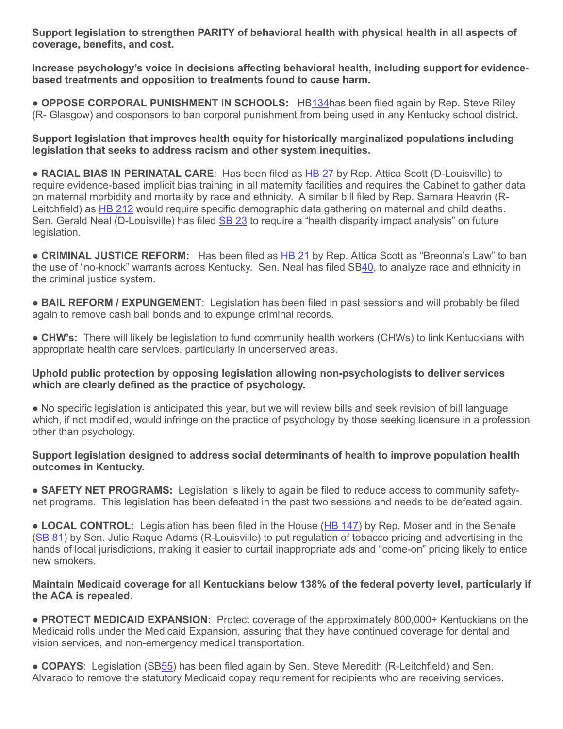**Support legislation to strengthen PARITY of behavioral health with physical health in all aspects of coverage, benefits, and cost.**

**Increase psychology's voice in decisions affecting behavioral health, including support for evidence-based treatments and opposition to treatments found to cause harm.**

● **OPPOSE CORPORAL PUNISHMENT IN SCHOOLS:** HB134has been filed again by Rep. Steve Riley (R- Glasgow) and cosponsors to ban corporal punishment from being used in any Kentucky school district.

**Support legislation that improves health equity for historically marginalized populations including legislation that seeks to address racism and other system inequities.**

● **RACIAL BIAS IN PERINATAL CARE**: Has been filed as HB 27 by Rep. Attica Scott (D-Louisville) to require evidence-based implicit bias training in all maternity facilities and requires the Cabinet to gather data on maternal morbidity and mortality by race and ethnicity. A similar bill filed by Rep. Samara Heavrin (R-Leitchfield) as HB 212 would require specific demographic data gathering on maternal and child deaths. Sen. Gerald Neal (D-Louisville) has filed SB 23 to require a "health disparity impact analysis" on future legislation.

● **CRIMINAL JUSTICE REFORM:** Has been filed as HB 21 by Rep. Attica Scott as "Breonna's Law" to ban the use of "no-knock" warrants across Kentucky. Sen. Neal has filed SB40, to analyze race and ethnicity in the criminal justice system.

● **BAIL REFORM / EXPUNGEMENT**: Legislation has been filed in past sessions and will probably be filed again to remove cash bail bonds and to expunge criminal records.

● **CHW's:** There will likely be legislation to fund community health workers (CHWs) to link Kentuckians with appropriate health care services, particularly in underserved areas.

**Uphold public protection by opposing legislation allowing non-psychologists to deliver services which are clearly defined as the practice of psychology.**

● No specific legislation is anticipated this year, but we will review bills and seek revision of bill language which, if not modified, would infringe on the practice of psychology by those seeking licensure in a profession other than psychology.

**Support legislation designed to address social determinants of health to improve population health outcomes in Kentucky.**

● **SAFETY NET PROGRAMS:** Legislation is likely to again be filed to reduce access to community safety-net programs. This legislation has been defeated in the past two sessions and needs to be defeated again.

● **LOCAL CONTROL:** Legislation has been filed in the House (HB 147) by Rep. Moser and in the Senate (SB 81) by Sen. Julie Raque Adams (R-Louisville) to put regulation of tobacco pricing and advertising in the hands of local jurisdictions, making it easier to curtail inappropriate ads and "come-on" pricing likely to entice new smokers.

**Maintain Medicaid coverage for all Kentuckians below 138% of the federal poverty level, particularly if the ACA is repealed.**

● **PROTECT MEDICAID EXPANSION:** Protect coverage of the approximately 800,000+ Kentuckians on the Medicaid rolls under the Medicaid Expansion, assuring that they have continued coverage for dental and vision services, and non-emergency medical transportation.

● **COPAYS**: Legislation (SB55) has been filed again by Sen. Steve Meredith (R-Leitchfield) and Sen. Alvarado to remove the statutory Medicaid copay requirement for recipients who are receiving services.